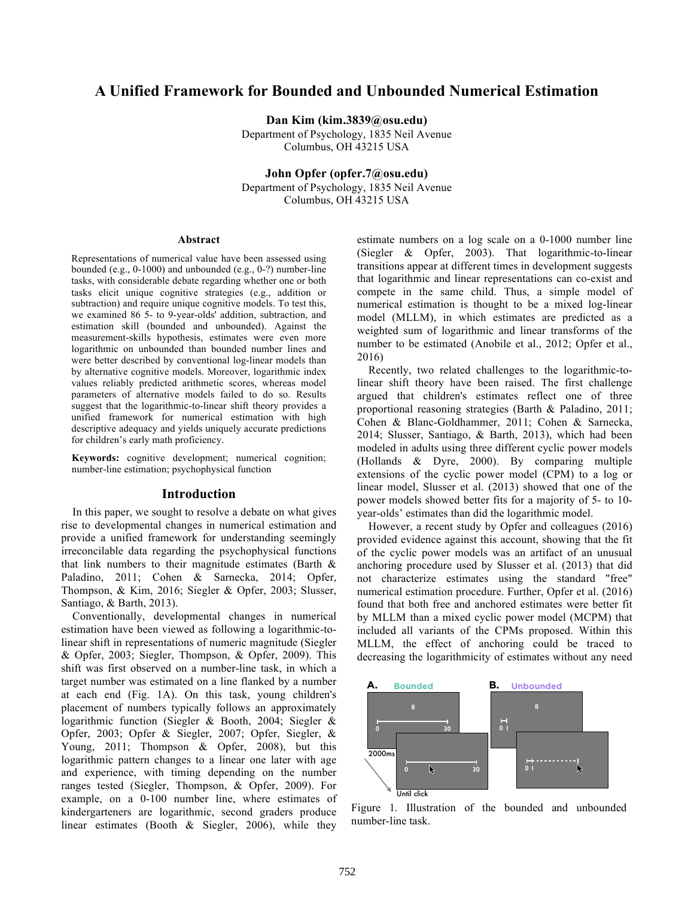# A Unified Framework for Bounded and Unbounded Numerical Estimation

**Dan Kim (kim.3839@osu.edu)**
Department of Psychology, 1835 Neil Avenue
Columbus, OH 43215 USA

**John Opfer (opfer.7@osu.edu)**
Department of Psychology, 1835 Neil Avenue
Columbus, OH 43215 USA

## Abstract

Representations of numerical value have been assessed using bounded (e.g., 0-1000) and unbounded (e.g., 0-?) number-line tasks, with considerable debate regarding whether one or both tasks elicit unique cognitive strategies (e.g., addition or subtraction) and require unique cognitive models. To test this, we examined 86 5- to 9-year-olds' addition, subtraction, and estimation skill (bounded and unbounded). Against the measurement-skills hypothesis, estimates were even more logarithmic on unbounded than bounded number lines and were better described by conventional log-linear models than by alternative cognitive models. Moreover, logarithmic index values reliably predicted arithmetic scores, whereas model parameters of alternative models failed to do so. Results suggest that the logarithmic-to-linear shift theory provides a unified framework for numerical estimation with high descriptive adequacy and yields uniquely accurate predictions for children's early math proficiency.

**Keywords:** cognitive development; numerical cognition; number-line estimation; psychophysical function

## Introduction

In this paper, we sought to resolve a debate on what gives rise to developmental changes in numerical estimation and provide a unified framework for understanding seemingly irreconcilable data regarding the psychophysical functions that link numbers to their magnitude estimates (Barth & Paladino, 2011; Cohen & Sarnecka, 2014; Opfer, Thompson, & Kim, 2016; Siegler & Opfer, 2003; Slusser, Santiago, & Barth, 2013).

Conventionally, developmental changes in numerical estimation have been viewed as following a logarithmic-to-linear shift in representations of numeric magnitude (Siegler & Opfer, 2003; Siegler, Thompson, & Opfer, 2009). This shift was first observed on a number-line task, in which a target number was estimated on a line flanked by a number at each end (Fig. 1A). On this task, young children's placement of numbers typically follows an approximately logarithmic function (Siegler & Booth, 2004; Siegler & Opfer, 2003; Opfer & Siegler, 2007; Opfer, Siegler, & Young, 2011; Thompson & Opfer, 2008), but this logarithmic pattern changes to a linear one later with age and experience, with timing depending on the number ranges tested (Siegler, Thompson, & Opfer, 2009). For example, on a 0-100 number line, where estimates of kindergarteners are logarithmic, second graders produce linear estimates (Booth & Siegler, 2006), while they estimate numbers on a log scale on a 0-1000 number line (Siegler & Opfer, 2003). That logarithmic-to-linear transitions appear at different times in development suggests that logarithmic and linear representations can co-exist and compete in the same child. Thus, a simple model of numerical estimation is thought to be a mixed log-linear model (MLLM), in which estimates are predicted as a weighted sum of logarithmic and linear transforms of the number to be estimated (Anobile et al., 2012; Opfer et al., 2016)

Recently, two related challenges to the logarithmic-to-linear shift theory have been raised. The first challenge argued that children's estimates reflect one of three proportional reasoning strategies (Barth & Paladino, 2011; Cohen & Blanc-Goldhammer, 2011; Cohen & Sarnecka, 2014; Slusser, Santiago, & Barth, 2013), which had been modeled in adults using three different cyclic power models (Hollands & Dyre, 2000). By comparing multiple extensions of the cyclic power model (CPM) to a log or linear model, Slusser et al. (2013) showed that one of the power models showed better fits for a majority of 5- to 10-year-olds' estimates than did the logarithmic model.

However, a recent study by Opfer and colleagues (2016) provided evidence against this account, showing that the fit of the cyclic power models was an artifact of an unusual anchoring procedure used by Slusser et al. (2013) that did not characterize estimates using the standard "free" numerical estimation procedure. Further, Opfer et al. (2016) found that both free and anchored estimates were better fit by MLLM than a mixed cyclic power model (MCPM) that included all variants of the CPMs proposed. Within this MLLM, the effect of anchoring could be traced to decreasing the logarithmicity of estimates without any need

A. Bounded B. Unbounded

8

0 30

2000ms

0 30

Until click

8

0 1

0 1

Figure 1. Illustration of the bounded and unbounded number-line task.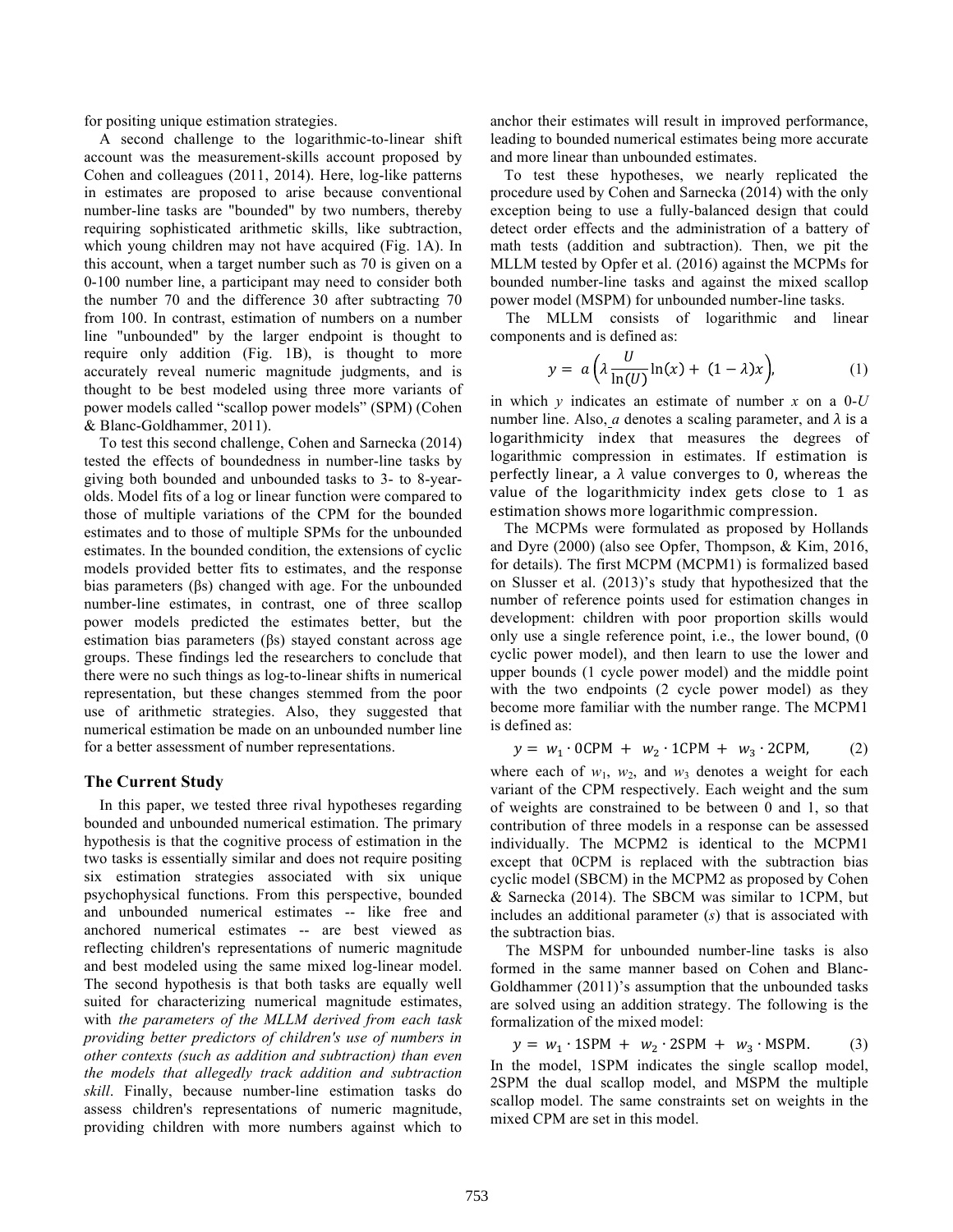for positing unique estimation strategies.

A second challenge to the logarithmic-to-linear shift account was the measurement-skills account proposed by Cohen and colleagues (2011, 2014). Here, log-like patterns in estimates are proposed to arise because conventional number-line tasks are "bounded" by two numbers, thereby requiring sophisticated arithmetic skills, like subtraction, which young children may not have acquired (Fig. 1A). In this account, when a target number such as 70 is given on a 0-100 number line, a participant may need to consider both the number 70 and the difference 30 after subtracting 70 from 100. In contrast, estimation of numbers on a number line "unbounded" by the larger endpoint is thought to require only addition (Fig. 1B), is thought to more accurately reveal numeric magnitude judgments, and is thought to be best modeled using three more variants of power models called "scallop power models" (SPM) (Cohen & Blanc-Goldhammer, 2011).

To test this second challenge, Cohen and Sarnecka (2014) tested the effects of boundedness in number-line tasks by giving both bounded and unbounded tasks to 3- to 8-year-olds. Model fits of a log or linear function were compared to those of multiple variations of the CPM for the bounded estimates and to those of multiple SPMs for the unbounded estimates. In the bounded condition, the extensions of cyclic models provided better fits to estimates, and the response bias parameters (βs) changed with age. For the unbounded number-line estimates, in contrast, one of three scallop power models predicted the estimates better, but the estimation bias parameters (βs) stayed constant across age groups. These findings led the researchers to conclude that there were no such things as log-to-linear shifts in numerical representation, but these changes stemmed from the poor use of arithmetic strategies. Also, they suggested that numerical estimation be made on an unbounded number line for a better assessment of number representations.

## The Current Study

In this paper, we tested three rival hypotheses regarding bounded and unbounded numerical estimation. The primary hypothesis is that the cognitive process of estimation in the two tasks is essentially similar and does not require positing six estimation strategies associated with six unique psychophysical functions. From this perspective, bounded and unbounded numerical estimates -- like free and anchored numerical estimates -- are best viewed as reflecting children's representations of numeric magnitude and best modeled using the same mixed log-linear model. The second hypothesis is that both tasks are equally well suited for characterizing numerical magnitude estimates, with *the parameters of the MLLM derived from each task providing better predictors of children's use of numbers in other contexts (such as addition and subtraction) than even the models that allegedly track addition and subtraction skill*. Finally, because number-line estimation tasks do assess children's representations of numeric magnitude, providing children with more numbers against which to anchor their estimates will result in improved performance, leading to bounded numerical estimates being more accurate and more linear than unbounded estimates.

To test these hypotheses, we nearly replicated the procedure used by Cohen and Sarnecka (2014) with the only exception being to use a fully-balanced design that could detect order effects and the administration of a battery of math tests (addition and subtraction). Then, we pit the MLLM tested by Opfer et al. (2016) against the MCPMs for bounded number-line tasks and against the mixed scallop power model (MSPM) for unbounded number-line tasks.

The MLLM consists of logarithmic and linear components and is defined as:

$$y = a\left(\lambda \frac{U}{\ln(U)} \ln(x) + (1-\lambda)x\right), \tag{1}$$

in which $y$ indicates an estimate of number $x$ on a 0-$U$ number line. Also, $a$ denotes a scaling parameter, and $\lambda$ is a logarithmicity index that measures the degrees of logarithmic compression in estimates. If estimation is perfectly linear, a $\lambda$ value converges to 0, whereas the value of the logarithmicity index gets close to 1 as estimation shows more logarithmic compression.

The MCPMs were formulated as proposed by Hollands and Dyre (2000) (also see Opfer, Thompson, & Kim, 2016, for details). The first MCPM (MCPM1) is formalized based on Slusser et al. (2013)'s study that hypothesized that the number of reference points used for estimation changes in development: children with poor proportion skills would only use a single reference point, i.e., the lower bound, (0 cyclic power model), and then learn to use the lower and upper bounds (1 cycle power model) and the middle point with the two endpoints (2 cycle power model) as they become more familiar with the number range. The MCPM1 is defined as:

$$y = w_1 \cdot \text{0CPM} + w_2 \cdot \text{1CPM} + w_3 \cdot \text{2CPM}, \tag{2}$$

where each of $w_1$, $w_2$, and $w_3$ denotes a weight for each variant of the CPM respectively. Each weight and the sum of weights are constrained to be between 0 and 1, so that contribution of three models in a response can be assessed individually. The MCPM2 is identical to the MCPM1 except that 0CPM is replaced with the subtraction bias cyclic model (SBCM) in the MCPM2 as proposed by Cohen & Sarnecka (2014). The SBCM was similar to 1CPM, but includes an additional parameter ($s$) that is associated with the subtraction bias.

The MSPM for unbounded number-line tasks is also formed in the same manner based on Cohen and Blanc-Goldhammer (2011)'s assumption that the unbounded tasks are solved using an addition strategy. The following is the formalization of the mixed model:

$$y = w_1 \cdot \text{1SPM} + w_2 \cdot \text{2SPM} + w_3 \cdot \text{MSPM}. \tag{3}$$

In the model, 1SPM indicates the single scallop model, 2SPM the dual scallop model, and MSPM the multiple scallop model. The same constraints set on weights in the mixed CPM are set in this model.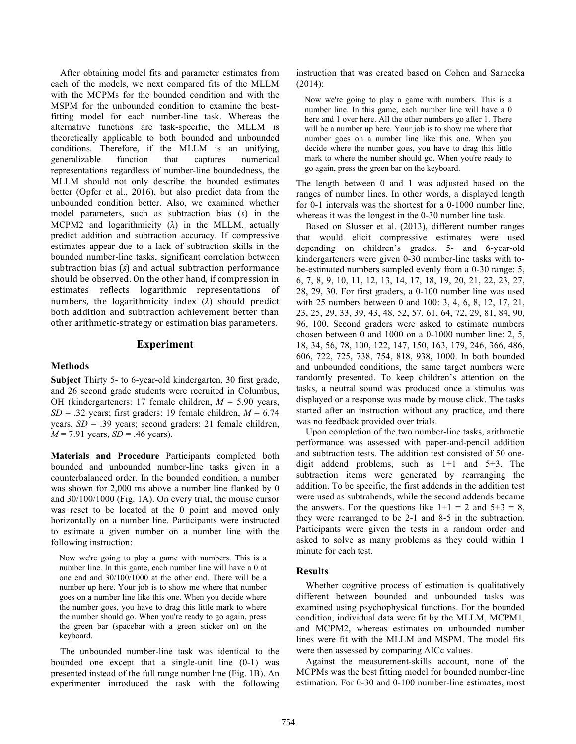After obtaining model fits and parameter estimates from each of the models, we next compared fits of the MLLM with the MCPMs for the bounded condition and with the MSPM for the unbounded condition to examine the best-fitting model for each number-line task. Whereas the alternative functions are task-specific, the MLLM is theoretically applicable to both bounded and unbounded conditions. Therefore, if the MLLM is an unifying, generalizable function that captures numerical representations regardless of number-line boundedness, the MLLM should not only describe the bounded estimates better (Opfer et al., 2016), but also predict data from the unbounded condition better. Also, we examined whether model parameters, such as subtraction bias ($s$) in the MCPM2 and logarithmicity ($\lambda$) in the MLLM, actually predict addition and subtraction accuracy. If compressive estimates appear due to a lack of subtraction skills in the bounded number-line tasks, significant correlation between subtraction bias ($s$) and actual subtraction performance should be observed. On the other hand, if compression in estimates reflects logarithmic representations of numbers, the logarithmicity index ($\lambda$) should predict both addition and subtraction achievement better than other arithmetic-strategy or estimation bias parameters.

## Experiment

### Methods

**Subject** Thirty 5- to 6-year-old kindergarten, 30 first grade, and 26 second grade students were recruited in Columbus, OH (kindergarteners: 17 female children, $M$ = 5.90 years, $SD$ = .32 years; first graders: 19 female children, $M$ = 6.74 years, $SD$ = .39 years; second graders: 21 female children, $M$ = 7.91 years, $SD$ = .46 years).

**Materials and Procedure** Participants completed both bounded and unbounded number-line tasks given in a counterbalanced order. In the bounded condition, a number was shown for 2,000 ms above a number line flanked by 0 and 30/100/1000 (Fig. 1A). On every trial, the mouse cursor was reset to be located at the 0 point and moved only horizontally on a number line. Participants were instructed to estimate a given number on a number line with the following instruction:

> Now we're going to play a game with numbers. This is a number line. In this game, each number line will have a 0 at one end and 30/100/1000 at the other end. There will be a number up here. Your job is to show me where that number goes on a number line like this one. When you decide where the number goes, you have to drag this little mark to where the number should go. When you're ready to go again, press the green bar (spacebar with a green sticker on) on the keyboard.

The unbounded number-line task was identical to the bounded one except that a single-unit line (0-1) was presented instead of the full range number line (Fig. 1B). An experimenter introduced the task with the following instruction that was created based on Cohen and Sarnecka (2014):

> Now we're going to play a game with numbers. This is a number line. In this game, each number line will have a 0 here and 1 over here. All the other numbers go after 1. There will be a number up here. Your job is to show me where that number goes on a number line like this one. When you decide where the number goes, you have to drag this little mark to where the number should go. When you're ready to go again, press the green bar on the keyboard.

The length between 0 and 1 was adjusted based on the ranges of number lines. In other words, a displayed length for 0-1 intervals was the shortest for a 0-1000 number line, whereas it was the longest in the 0-30 number line task.

Based on Slusser et al. (2013), different number ranges that would elicit compressive estimates were used depending on children's grades. 5- and 6-year-old kindergarteners were given 0-30 number-line tasks with to-be-estimated numbers sampled evenly from a 0-30 range: 5, 6, 7, 8, 9, 10, 11, 12, 13, 14, 17, 18, 19, 20, 21, 22, 23, 27, 28, 29, 30. For first graders, a 0-100 number line was used with 25 numbers between 0 and 100: 3, 4, 6, 8, 12, 17, 21, 23, 25, 29, 33, 39, 43, 48, 52, 57, 61, 64, 72, 29, 81, 84, 90, 96, 100. Second graders were asked to estimate numbers chosen between 0 and 1000 on a 0-1000 number line: 2, 5, 18, 34, 56, 78, 100, 122, 147, 150, 163, 179, 246, 366, 486, 606, 722, 725, 738, 754, 818, 938, 1000. In both bounded and unbounded conditions, the same target numbers were randomly presented. To keep children's attention on the tasks, a neutral sound was produced once a stimulus was displayed or a response was made by mouse click. The tasks started after an instruction without any practice, and there was no feedback provided over trials.

Upon completion of the two number-line tasks, arithmetic performance was assessed with paper-and-pencil addition and subtraction tests. The addition test consisted of 50 one-digit addend problems, such as 1+1 and 5+3. The subtraction items were generated by rearranging the addition. To be specific, the first addends in the addition test were used as subtrahends, while the second addends became the answers. For the questions like 1+1 = 2 and 5+3 = 8, they were rearranged to be 2-1 and 8-5 in the subtraction. Participants were given the tests in a random order and asked to solve as many problems as they could within 1 minute for each test.

### Results

Whether cognitive process of estimation is qualitatively different between bounded and unbounded tasks was examined using psychophysical functions. For the bounded condition, individual data were fit by the MLLM, MCPM1, and MCPM2, whereas estimates on unbounded number lines were fit with the MLLM and MSPM. The model fits were then assessed by comparing AICc values.

Against the measurement-skills account, none of the MCPMs was the best fitting model for bounded number-line estimation. For 0-30 and 0-100 number-line estimates, most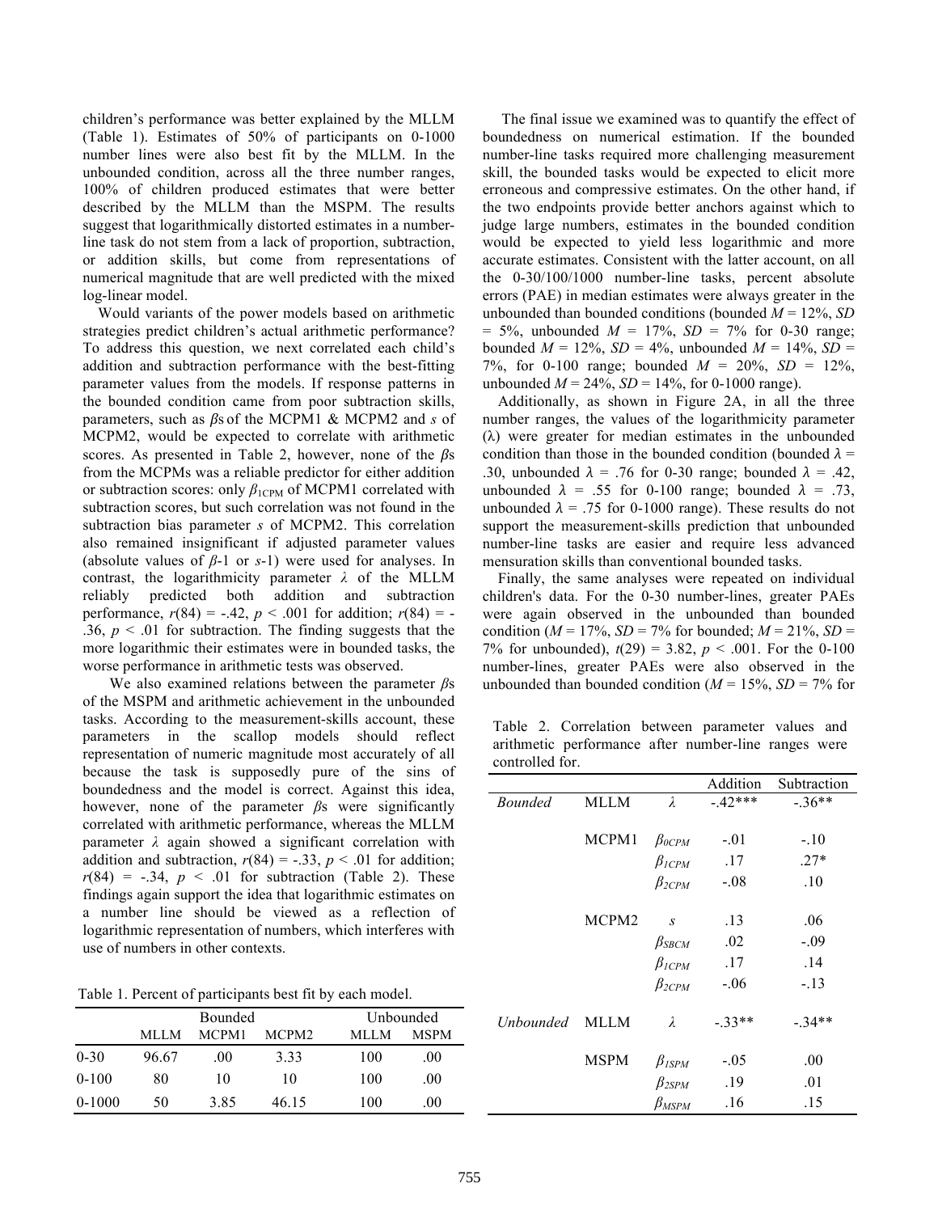children's performance was better explained by the MLLM (Table 1). Estimates of 50% of participants on 0-1000 number lines were also best fit by the MLLM. In the unbounded condition, across all the three number ranges, 100% of children produced estimates that were better described by the MLLM than the MSPM. The results suggest that logarithmically distorted estimates in a number-line task do not stem from a lack of proportion, subtraction, or addition skills, but come from representations of numerical magnitude that are well predicted with the mixed log-linear model.

Would variants of the power models based on arithmetic strategies predict children's actual arithmetic performance? To address this question, we next correlated each child's addition and subtraction performance with the best-fitting parameter values from the models. If response patterns in the bounded condition came from poor subtraction skills, parameters, such as $\beta$s of the MCPM1 & MCPM2 and $s$ of MCPM2, would be expected to correlate with arithmetic scores. As presented in Table 2, however, none of the $\beta$s from the MCPMs was a reliable predictor for either addition or subtraction scores: only $\beta_{1CPM}$ of MCPM1 correlated with subtraction scores, but such correlation was not found in the subtraction bias parameter $s$ of MCPM2. This correlation also remained insignificant if adjusted parameter values (absolute values of $\beta$-1 or $s$-1) were used for analyses. In contrast, the logarithmicity parameter $\lambda$ of the MLLM reliably predicted both addition and subtraction performance, $r(84) = -.42$, $p < .001$ for addition; $r(84) = -.36$, $p < .01$ for subtraction. The finding suggests that the more logarithmic their estimates were in bounded tasks, the worse performance in arithmetic tests was observed.

We also examined relations between the parameter $\beta$s of the MSPM and arithmetic achievement in the unbounded tasks. According to the measurement-skills account, these parameters in the scallop models should reflect representation of numeric magnitude most accurately of all because the task is supposedly pure of the sins of boundedness and the model is correct. Against this idea, however, none of the parameter $\beta$s were significantly correlated with arithmetic performance, whereas the MLLM parameter $\lambda$ again showed a significant correlation with addition and subtraction, $r(84) = -.33$, $p < .01$ for addition; $r(84) = -.34$, $p < .01$ for subtraction (Table 2). These findings again support the idea that logarithmic estimates on a number line should be viewed as a reflection of logarithmic representation of numbers, which interferes with use of numbers in other contexts.

Table 1. Percent of participants best fit by each model.

| | Bounded | | | Unbounded | |
|---|---|---|---|---|---|
| | MLLM | MCPM1 | MCPM2 | MLLM | MSPM |
| 0-30 | 96.67 | .00 | 3.33 | 100 | .00 |
| 0-100 | 80 | 10 | 10 | 100 | .00 |
| 0-1000 | 50 | 3.85 | 46.15 | 100 | .00 |

The final issue we examined was to quantify the effect of boundedness on numerical estimation. If the bounded number-line tasks required more challenging measurement skill, the bounded tasks would be expected to elicit more erroneous and compressive estimates. On the other hand, if the two endpoints provide better anchors against which to judge large numbers, estimates in the bounded condition would be expected to yield less logarithmic and more accurate estimates. Consistent with the latter account, on all the 0-30/100/1000 number-line tasks, percent absolute errors (PAE) in median estimates were always greater in the unbounded than bounded conditions (bounded $M$ = 12%, $SD$ = 5%, unbounded $M$ = 17%, $SD$ = 7% for 0-30 range; bounded $M$ = 12%, $SD$ = 4%, unbounded $M$ = 14%, $SD$ = 7%, for 0-100 range; bounded $M$ = 20%, $SD$ = 12%, unbounded $M$ = 24%, $SD$ = 14%, for 0-1000 range).

Additionally, as shown in Figure 2A, in all the three number ranges, the values of the logarithmicity parameter ($\lambda$) were greater for median estimates in the unbounded condition than those in the bounded condition (bounded $\lambda$ = .30, unbounded $\lambda$ = .76 for 0-30 range; bounded $\lambda$ = .42, unbounded $\lambda$ = .55 for 0-100 range; bounded $\lambda$ = .73, unbounded $\lambda$ = .75 for 0-1000 range). These results do not support the measurement-skills prediction that unbounded number-line tasks are easier and require less advanced mensuration skills than conventional bounded tasks.

Finally, the same analyses were repeated on individual children's data. For the 0-30 number-lines, greater PAEs were again observed in the unbounded than bounded condition ($M$ = 17%, $SD$ = 7% for bounded; $M$ = 21%, $SD$ = 7% for unbounded), $t(29) = 3.82$, $p < .001$. For the 0-100 number-lines, greater PAEs were also observed in the unbounded than bounded condition ($M$ = 15%, $SD$ = 7% for

Table 2. Correlation between parameter values and arithmetic performance after number-line ranges were controlled for.

| | | | Addition | Subtraction |
|---|---|---|---|---|
| *Bounded* | MLLM | $\lambda$ | -.42*** | -.36** |
| | MCPM1 | $\beta_{0CPM}$ | -.01 | -.10 |
| | | $\beta_{1CPM}$ | .17 | .27* |
| | | $\beta_{2CPM}$ | -.08 | .10 |
| | MCPM2 | $s$ | .13 | .06 |
| | | $\beta_{SBCM}$ | .02 | -.09 |
| | | $\beta_{1CPM}$ | .17 | .14 |
| | | $\beta_{2CPM}$ | -.06 | -.13 |
| *Unbounded* | MLLM | $\lambda$ | -.33** | -.34** |
| | MSPM | $\beta_{1SPM}$ | -.05 | .00 |
| | | $\beta_{2SPM}$ | .19 | .01 |
| | | $\beta_{MSPM}$ | .16 | .15 |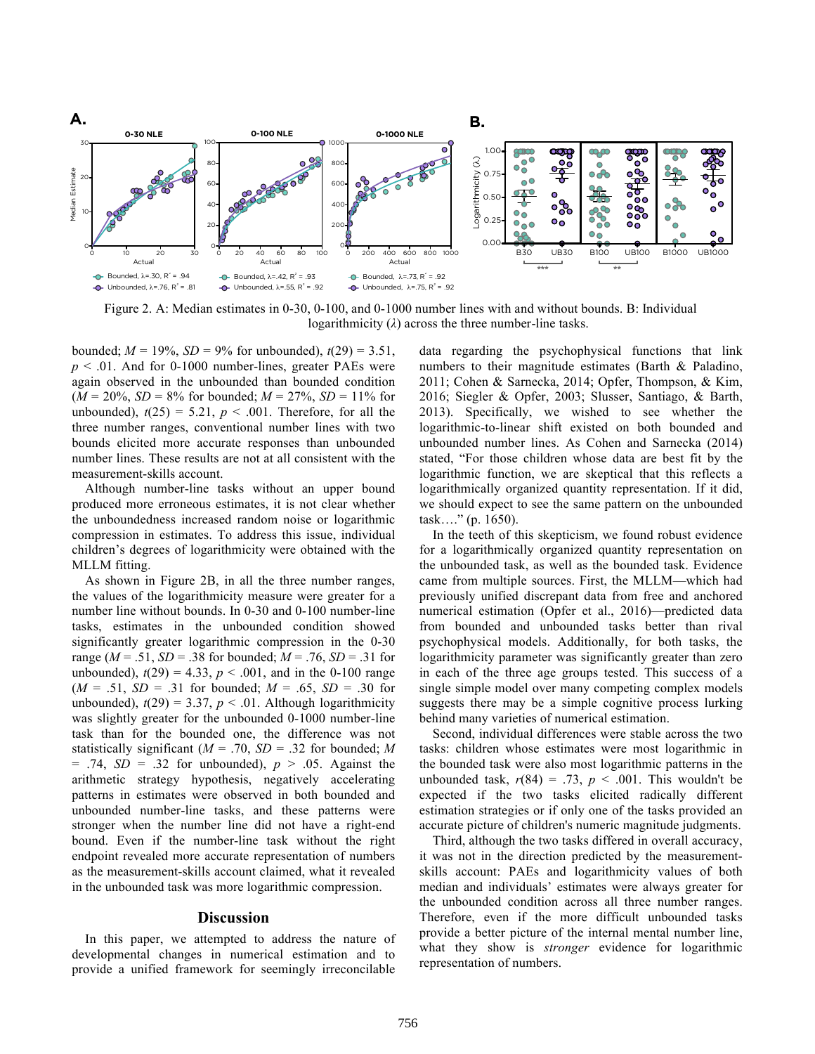Figure 2. A: Median estimates in 0-30, 0-100, and 0-1000 number lines with and without bounds. B: Individual logarithmicity ($\lambda$) across the three number-line tasks.

bounded; $M$ = 19%, $SD$ = 9% for unbounded), $t(29)$ = 3.51, $p$ < .01. And for 0-1000 number-lines, greater PAEs were again observed in the unbounded than bounded condition ($M$ = 20%, $SD$ = 8% for bounded; $M$ = 27%, $SD$ = 11% for unbounded), $t(25)$ = 5.21, $p$ < .001. Therefore, for all the three number ranges, conventional number lines with two bounds elicited more accurate responses than unbounded number lines. These results are not at all consistent with the measurement-skills account.

Although number-line tasks without an upper bound produced more erroneous estimates, it is not clear whether the unboundedness increased random noise or logarithmic compression in estimates. To address this issue, individual children's degrees of logarithmicity were obtained with the MLLM fitting.

As shown in Figure 2B, in all the three number ranges, the values of the logarithmicity measure were greater for a number line without bounds. In 0-30 and 0-100 number-line tasks, estimates in the unbounded condition showed significantly greater logarithmic compression in the 0-30 range ($M$ = .51, $SD$ = .38 for bounded; $M$ = .76, $SD$ = .31 for unbounded), $t(29)$ = 4.33, $p$ < .001, and in the 0-100 range ($M$ = .51, $SD$ = .31 for bounded; $M$ = .65, $SD$ = .30 for unbounded), $t(29)$ = 3.37, $p$ < .01. Although logarithmicity was slightly greater for the unbounded 0-1000 number-line task than for the bounded one, the difference was not statistically significant ($M$ = .70, $SD$ = .32 for bounded; $M$ = .74, $SD$ = .32 for unbounded), $p$ > .05. Against the arithmetic strategy hypothesis, negatively accelerating patterns in estimates were observed in both bounded and unbounded number-line tasks, and these patterns were stronger when the number line did not have a right-end bound. Even if the number-line task without the right endpoint revealed more accurate representation of numbers as the measurement-skills account claimed, what it revealed in the unbounded task was more logarithmic compression.

## Discussion

In this paper, we attempted to address the nature of developmental changes in numerical estimation and to provide a unified framework for seemingly irreconcilable data regarding the psychophysical functions that link numbers to their magnitude estimates (Barth & Paladino, 2011; Cohen & Sarnecka, 2014; Opfer, Thompson, & Kim, 2016; Siegler & Opfer, 2003; Slusser, Santiago, & Barth, 2013). Specifically, we wished to see whether the logarithmic-to-linear shift existed on both bounded and unbounded number lines. As Cohen and Sarnecka (2014) stated, "For those children whose data are best fit by the logarithmic function, we are skeptical that this reflects a logarithmically organized quantity representation. If it did, we should expect to see the same pattern on the unbounded task…." (p. 1650).

In the teeth of this skepticism, we found robust evidence for a logarithmically organized quantity representation on the unbounded task, as well as the bounded task. Evidence came from multiple sources. First, the MLLM—which had previously unified discrepant data from free and anchored numerical estimation (Opfer et al., 2016)—predicted data from bounded and unbounded tasks better than rival psychophysical models. Additionally, for both tasks, the logarithmicity parameter was significantly greater than zero in each of the three age groups tested. This success of a single simple model over many competing complex models suggests there may be a simple cognitive process lurking behind many varieties of numerical estimation.

Second, individual differences were stable across the two tasks: children whose estimates were most logarithmic in the bounded task were also most logarithmic patterns in the unbounded task, $r(84)$ = .73, $p$ < .001. This wouldn't be expected if the two tasks elicited radically different estimation strategies or if only one of the tasks provided an accurate picture of children's numeric magnitude judgments.

Third, although the two tasks differed in overall accuracy, it was not in the direction predicted by the measurement-skills account: PAEs and logarithmicity values of both median and individuals' estimates were always greater for the unbounded condition across all three number ranges. Therefore, even if the more difficult unbounded tasks provide a better picture of the internal mental number line, what they show is *stronger* evidence for logarithmic representation of numbers.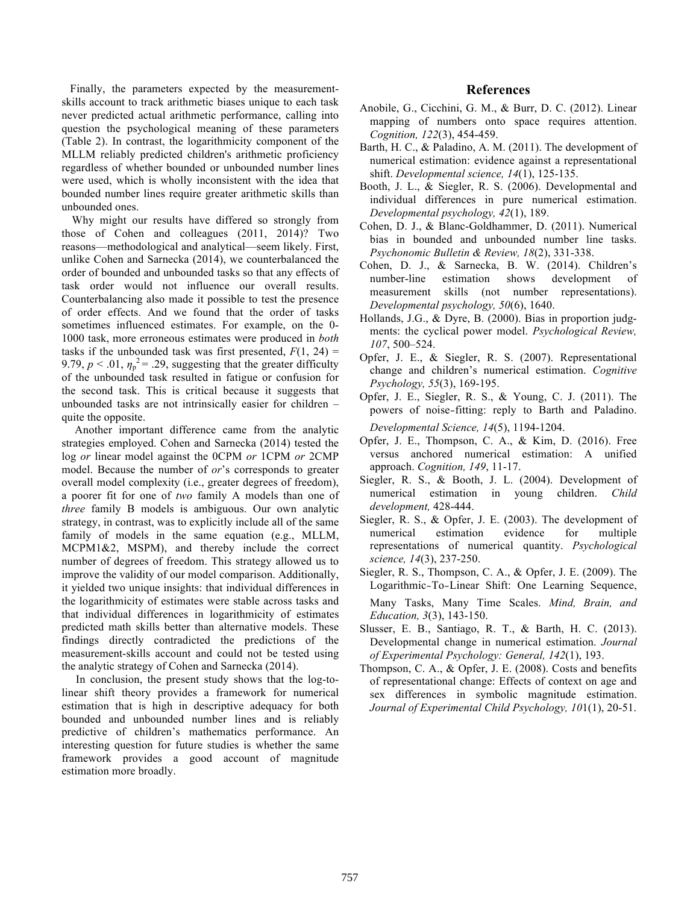Finally, the parameters expected by the measurement-skills account to track arithmetic biases unique to each task never predicted actual arithmetic performance, calling into question the psychological meaning of these parameters (Table 2). In contrast, the logarithmicity component of the MLLM reliably predicted children's arithmetic proficiency regardless of whether bounded or unbounded number lines were used, which is wholly inconsistent with the idea that bounded number lines require greater arithmetic skills than unbounded ones.

Why might our results have differed so strongly from those of Cohen and colleagues (2011, 2014)? Two reasons—methodological and analytical—seem likely. First, unlike Cohen and Sarnecka (2014), we counterbalanced the order of bounded and unbounded tasks so that any effects of task order would not influence our overall results. Counterbalancing also made it possible to test the presence of order effects. And we found that the order of tasks sometimes influenced estimates. For example, on the 0-1000 task, more erroneous estimates were produced in *both* tasks if the unbounded task was first presented, $F(1, 24) = 9.79$, $p < .01$, $\eta_p^2 = .29$, suggesting that the greater difficulty of the unbounded task resulted in fatigue or confusion for the second task. This is critical because it suggests that unbounded tasks are not intrinsically easier for children – quite the opposite.

Another important difference came from the analytic strategies employed. Cohen and Sarnecka (2014) tested the log *or* linear model against the 0CPM *or* 1CPM *or* 2CMP model. Because the number of *or*'s corresponds to greater overall model complexity (i.e., greater degrees of freedom), a poorer fit for one of *two* family A models than one of *three* family B models is ambiguous. Our own analytic strategy, in contrast, was to explicitly include all of the same family of models in the same equation (e.g., MLLM, MCPM1&2, MSPM), and thereby include the correct number of degrees of freedom. This strategy allowed us to improve the validity of our model comparison. Additionally, it yielded two unique insights: that individual differences in the logarithmicity of estimates were stable across tasks and that individual differences in logarithmicity of estimates predicted math skills better than alternative models. These findings directly contradicted the predictions of the measurement-skills account and could not be tested using the analytic strategy of Cohen and Sarnecka (2014).

In conclusion, the present study shows that the log-to-linear shift theory provides a framework for numerical estimation that is high in descriptive adequacy for both bounded and unbounded number lines and is reliably predictive of children's mathematics performance. An interesting question for future studies is whether the same framework provides a good account of magnitude estimation more broadly.

## References

Anobile, G., Cicchini, G. M., & Burr, D. C. (2012). Linear mapping of numbers onto space requires attention. *Cognition, 122*(3), 454-459.

Barth, H. C., & Paladino, A. M. (2011). The development of numerical estimation: evidence against a representational shift. *Developmental science, 14*(1), 125-135.

Booth, J. L., & Siegler, R. S. (2006). Developmental and individual differences in pure numerical estimation. *Developmental psychology, 42*(1), 189.

Cohen, D. J., & Blanc-Goldhammer, D. (2011). Numerical bias in bounded and unbounded number line tasks. *Psychonomic Bulletin & Review, 18*(2), 331-338.

Cohen, D. J., & Sarnecka, B. W. (2014). Children's number-line estimation shows development of measurement skills (not number representations). *Developmental psychology, 50*(6), 1640.

Hollands, J.G., & Dyre, B. (2000). Bias in proportion judgments: the cyclical power model. *Psychological Review, 107*, 500–524.

Opfer, J. E., & Siegler, R. S. (2007). Representational change and children's numerical estimation. *Cognitive Psychology, 55*(3), 169-195.

Opfer, J. E., Siegler, R. S., & Young, C. J. (2011). The powers of noise‐fitting: reply to Barth and Paladino. *Developmental Science, 14*(5), 1194-1204.

Opfer, J. E., Thompson, C. A., & Kim, D. (2016). Free versus anchored numerical estimation: A unified approach. *Cognition, 149*, 11-17.

Siegler, R. S., & Booth, J. L. (2004). Development of numerical estimation in young children. *Child development,* 428-444.

Siegler, R. S., & Opfer, J. E. (2003). The development of numerical estimation evidence for multiple representations of numerical quantity. *Psychological science, 14*(3), 237-250.

Siegler, R. S., Thompson, C. A., & Opfer, J. E. (2009). The Logarithmic‐To‐Linear Shift: One Learning Sequence, Many Tasks, Many Time Scales. *Mind, Brain, and Education, 3*(3), 143-150.

Slusser, E. B., Santiago, R. T., & Barth, H. C. (2013). Developmental change in numerical estimation. *Journal of Experimental Psychology: General, 142*(1), 193.

Thompson, C. A., & Opfer, J. E. (2008). Costs and benefits of representational change: Effects of context on age and sex differences in symbolic magnitude estimation. *Journal of Experimental Child Psychology, 101*(1), 20-51.